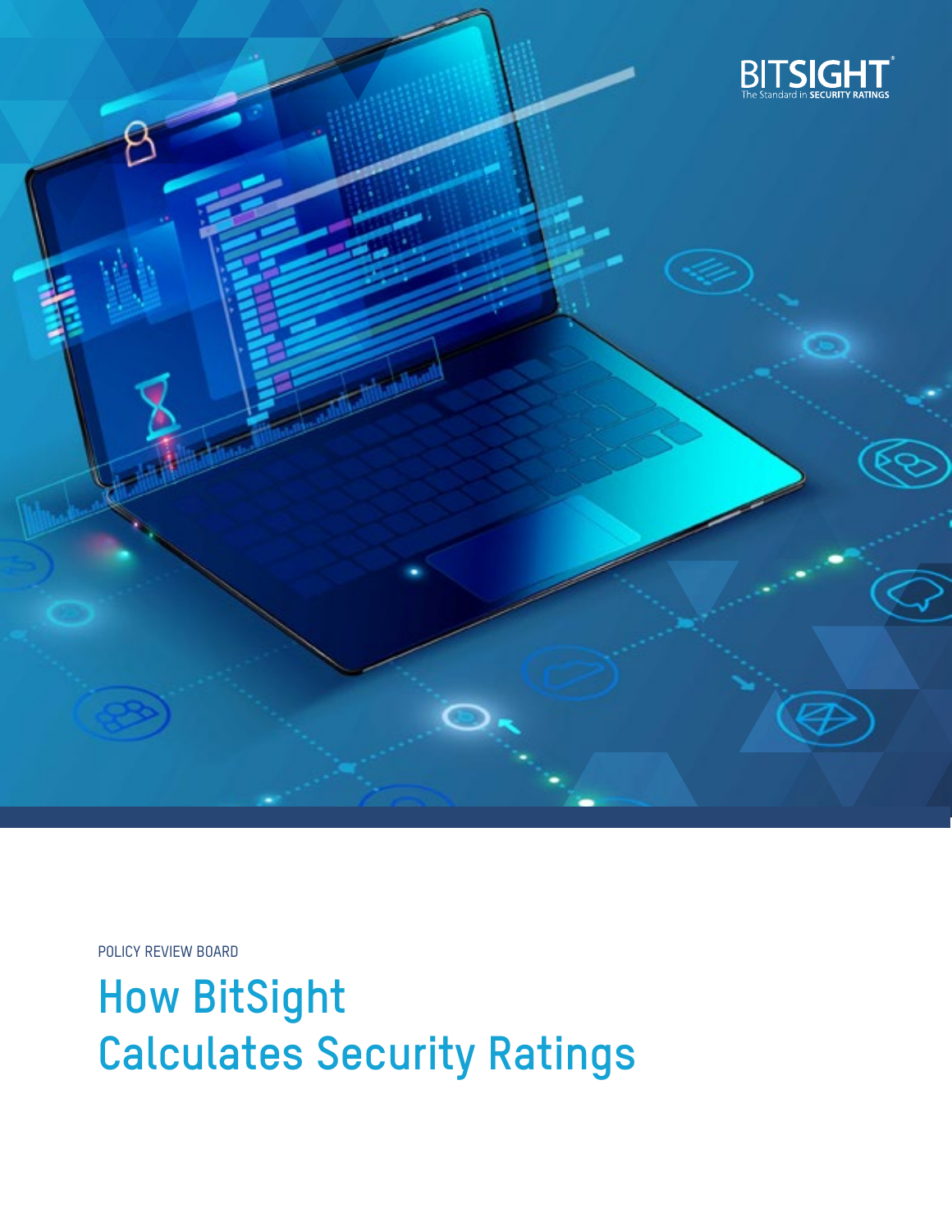BITSIGHT
The Standard in SECURITY RATINGS

POLICY REVIEW BOARD

# How BitSight Calculates Security Ratings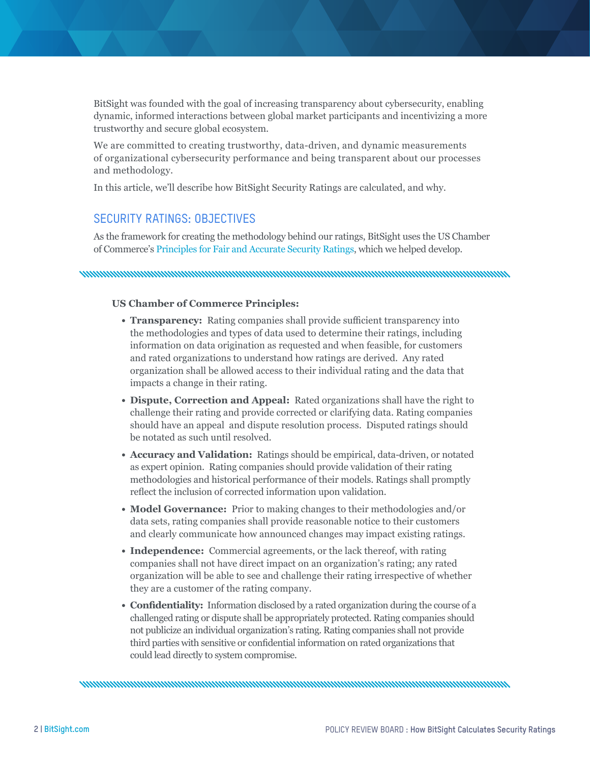BitSight was founded with the goal of increasing transparency about cybersecurity, enabling dynamic, informed interactions between global market participants and incentivizing a more trustworthy and secure global ecosystem.

We are committed to creating trustworthy, data-driven, and dynamic measurements of organizational cybersecurity performance and being transparent about our processes and methodology.

In this article, we'll describe how BitSight Security Ratings are calculated, and why.

## SECURITY RATINGS: OBJECTIVES

As the framework for creating the methodology behind our ratings, BitSight uses the US Chamber of Commerce's Principles for Fair and Accurate Security Ratings, which we helped develop.

**US Chamber of Commerce Principles:**

- **Transparency:** Rating companies shall provide sufficient transparency into the methodologies and types of data used to determine their ratings, including information on data origination as requested and when feasible, for customers and rated organizations to understand how ratings are derived. Any rated organization shall be allowed access to their individual rating and the data that impacts a change in their rating.
- **Dispute, Correction and Appeal:** Rated organizations shall have the right to challenge their rating and provide corrected or clarifying data. Rating companies should have an appeal and dispute resolution process. Disputed ratings should be notated as such until resolved.
- **Accuracy and Validation:** Ratings should be empirical, data-driven, or notated as expert opinion. Rating companies should provide validation of their rating methodologies and historical performance of their models. Ratings shall promptly reflect the inclusion of corrected information upon validation.
- **Model Governance:** Prior to making changes to their methodologies and/or data sets, rating companies shall provide reasonable notice to their customers and clearly communicate how announced changes may impact existing ratings.
- **Independence:** Commercial agreements, or the lack thereof, with rating companies shall not have direct impact on an organization's rating; any rated organization will be able to see and challenge their rating irrespective of whether they are a customer of the rating company.
- **Confidentiality:** Information disclosed by a rated organization during the course of a challenged rating or dispute shall be appropriately protected. Rating companies should not publicize an individual organization's rating. Rating companies shall not provide third parties with sensitive or confidential information on rated organizations that could lead directly to system compromise.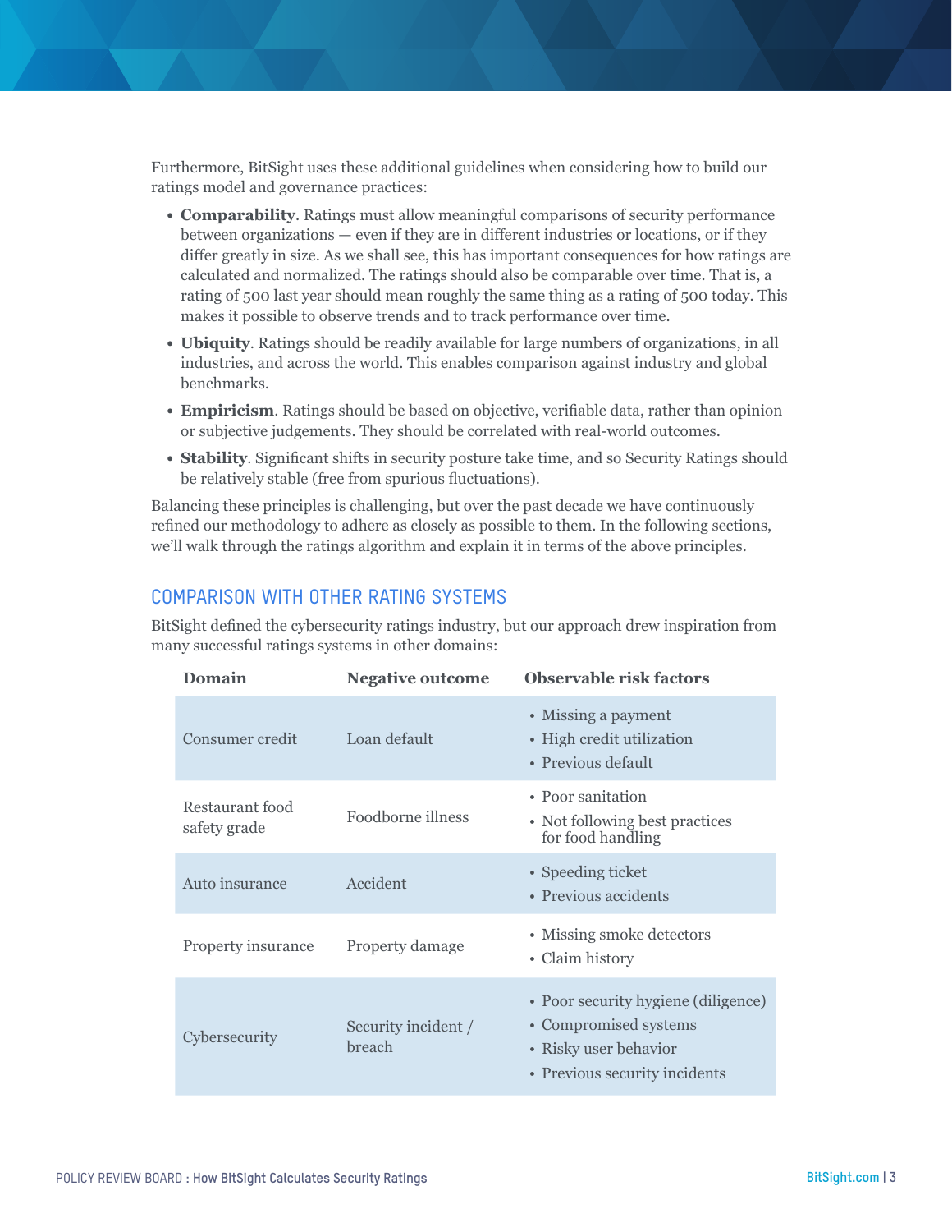Furthermore, BitSight uses these additional guidelines when considering how to build our ratings model and governance practices:

- **Comparability**. Ratings must allow meaningful comparisons of security performance between organizations — even if they are in different industries or locations, or if they differ greatly in size. As we shall see, this has important consequences for how ratings are calculated and normalized. The ratings should also be comparable over time. That is, a rating of 500 last year should mean roughly the same thing as a rating of 500 today. This makes it possible to observe trends and to track performance over time.
- **Ubiquity**. Ratings should be readily available for large numbers of organizations, in all industries, and across the world. This enables comparison against industry and global benchmarks.
- **Empiricism**. Ratings should be based on objective, verifiable data, rather than opinion or subjective judgements. They should be correlated with real-world outcomes.
- **Stability**. Significant shifts in security posture take time, and so Security Ratings should be relatively stable (free from spurious fluctuations).

Balancing these principles is challenging, but over the past decade we have continuously refined our methodology to adhere as closely as possible to them. In the following sections, we'll walk through the ratings algorithm and explain it in terms of the above principles.

## COMPARISON WITH OTHER RATING SYSTEMS

BitSight defined the cybersecurity ratings industry, but our approach drew inspiration from many successful ratings systems in other domains:

| Domain | Negative outcome | Observable risk factors |
|---|---|---|
| Consumer credit | Loan default | • Missing a payment<br>• High credit utilization<br>• Previous default |
| Restaurant food safety grade | Foodborne illness | • Poor sanitation<br>• Not following best practices for food handling |
| Auto insurance | Accident | • Speeding ticket<br>• Previous accidents |
| Property insurance | Property damage | • Missing smoke detectors<br>• Claim history |
| Cybersecurity | Security incident / breach | • Poor security hygiene (diligence)<br>• Compromised systems<br>• Risky user behavior<br>• Previous security incidents |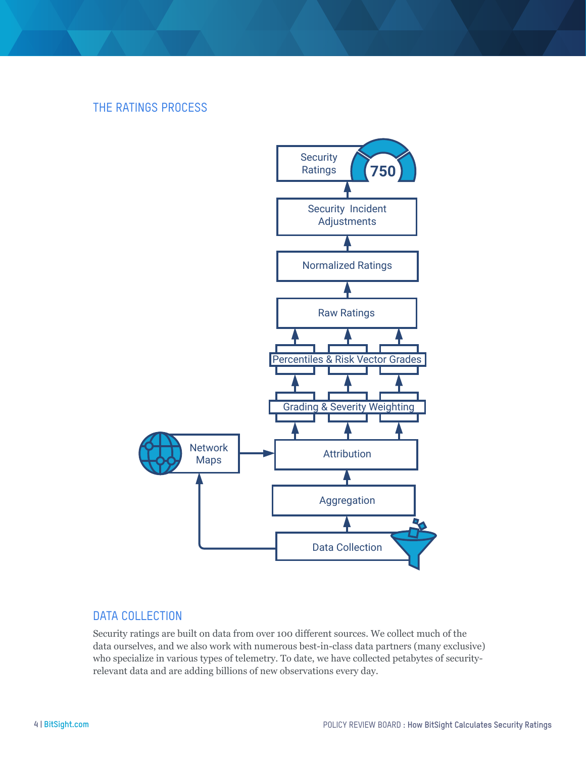## THE RATINGS PROCESS

Security Ratings

750

Security Incident Adjustments

Normalized Ratings

Raw Ratings

Percentiles & Risk Vector Grades

Grading & Severity Weighting

Network Maps

Attribution

Aggregation

Data Collection

## DATA COLLECTION

Security ratings are built on data from over 100 different sources. We collect much of the data ourselves, and we also work with numerous best-in-class data partners (many exclusive) who specialize in various types of telemetry. To date, we have collected petabytes of security-relevant data and are adding billions of new observations every day.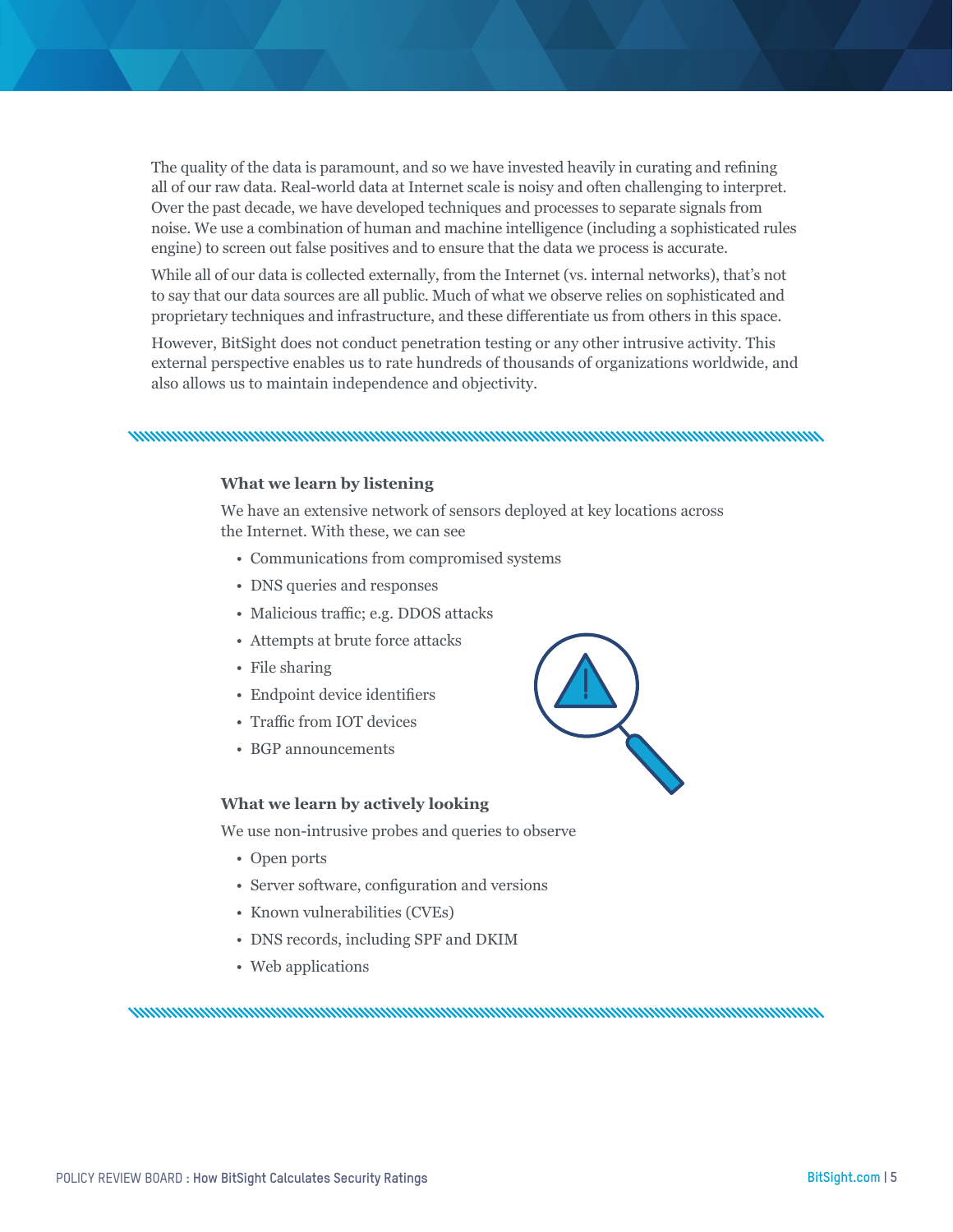The quality of the data is paramount, and so we have invested heavily in curating and refining all of our raw data. Real-world data at Internet scale is noisy and often challenging to interpret. Over the past decade, we have developed techniques and processes to separate signals from noise. We use a combination of human and machine intelligence (including a sophisticated rules engine) to screen out false positives and to ensure that the data we process is accurate.

While all of our data is collected externally, from the Internet (vs. internal networks), that's not to say that our data sources are all public. Much of what we observe relies on sophisticated and proprietary techniques and infrastructure, and these differentiate us from others in this space.

However, BitSight does not conduct penetration testing or any other intrusive activity. This external perspective enables us to rate hundreds of thousands of organizations worldwide, and also allows us to maintain independence and objectivity.

**What we learn by listening**

We have an extensive network of sensors deployed at key locations across the Internet. With these, we can see

- Communications from compromised systems
- DNS queries and responses
- Malicious traffic; e.g. DDOS attacks
- Attempts at brute force attacks
- File sharing
- Endpoint device identifiers
- Traffic from IOT devices
- BGP announcements

**What we learn by actively looking**

We use non-intrusive probes and queries to observe

- Open ports
- Server software, configuration and versions
- Known vulnerabilities (CVEs)
- DNS records, including SPF and DKIM
- Web applications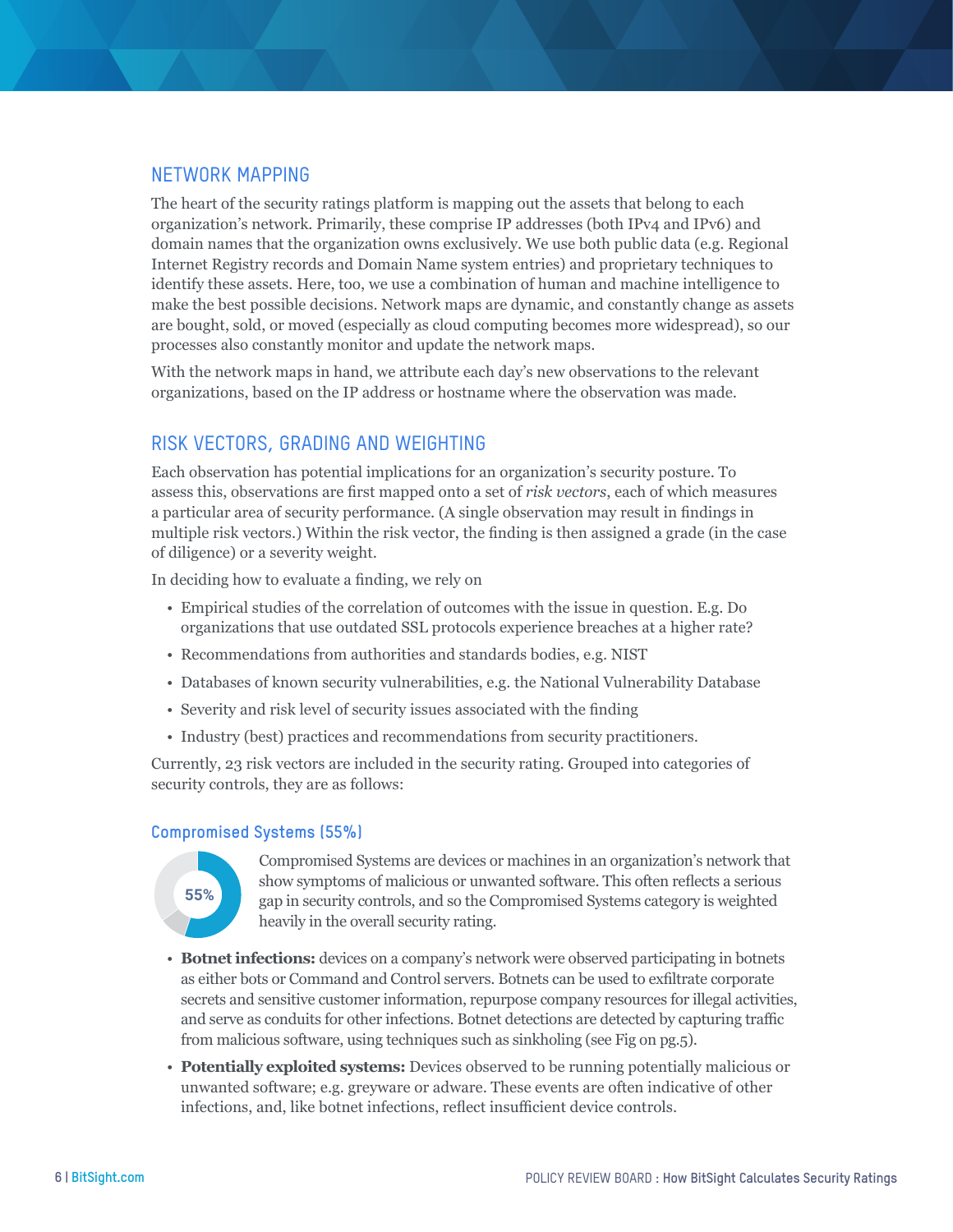## NETWORK MAPPING

The heart of the security ratings platform is mapping out the assets that belong to each organization's network. Primarily, these comprise IP addresses (both IPv4 and IPv6) and domain names that the organization owns exclusively. We use both public data (e.g. Regional Internet Registry records and Domain Name system entries) and proprietary techniques to identify these assets. Here, too, we use a combination of human and machine intelligence to make the best possible decisions. Network maps are dynamic, and constantly change as assets are bought, sold, or moved (especially as cloud computing becomes more widespread), so our processes also constantly monitor and update the network maps.

With the network maps in hand, we attribute each day's new observations to the relevant organizations, based on the IP address or hostname where the observation was made.

## RISK VECTORS, GRADING AND WEIGHTING

Each observation has potential implications for an organization's security posture. To assess this, observations are first mapped onto a set of *risk vectors*, each of which measures a particular area of security performance. (A single observation may result in findings in multiple risk vectors.) Within the risk vector, the finding is then assigned a grade (in the case of diligence) or a severity weight.

In deciding how to evaluate a finding, we rely on

- Empirical studies of the correlation of outcomes with the issue in question. E.g. Do organizations that use outdated SSL protocols experience breaches at a higher rate?
- Recommendations from authorities and standards bodies, e.g. NIST
- Databases of known security vulnerabilities, e.g. the National Vulnerability Database
- Severity and risk level of security issues associated with the finding
- Industry (best) practices and recommendations from security practitioners.

Currently, 23 risk vectors are included in the security rating. Grouped into categories of security controls, they are as follows:

### Compromised Systems (55%)

55%

Compromised Systems are devices or machines in an organization's network that show symptoms of malicious or unwanted software. This often reflects a serious gap in security controls, and so the Compromised Systems category is weighted heavily in the overall security rating.

- **Botnet infections:** devices on a company's network were observed participating in botnets as either bots or Command and Control servers. Botnets can be used to exfiltrate corporate secrets and sensitive customer information, repurpose company resources for illegal activities, and serve as conduits for other infections. Botnet detections are detected by capturing traffic from malicious software, using techniques such as sinkholing (see Fig on pg.5).
- **Potentially exploited systems:** Devices observed to be running potentially malicious or unwanted software; e.g. greyware or adware. These events are often indicative of other infections, and, like botnet infections, reflect insufficient device controls.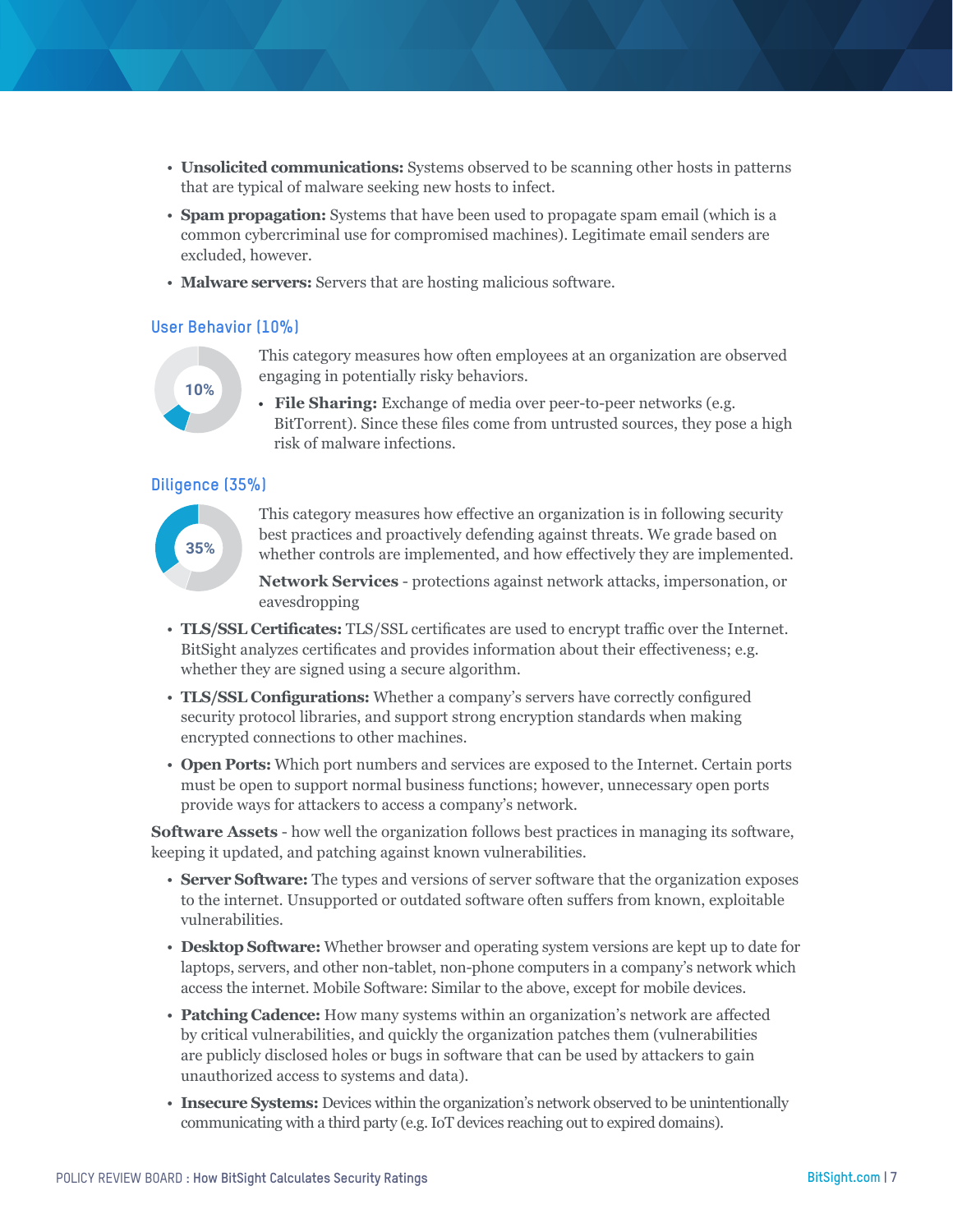- **Unsolicited communications:** Systems observed to be scanning other hosts in patterns that are typical of malware seeking new hosts to infect.
- **Spam propagation:** Systems that have been used to propagate spam email (which is a common cybercriminal use for compromised machines). Legitimate email senders are excluded, however.
- **Malware servers:** Servers that are hosting malicious software.

### User Behavior (10%)

10%

This category measures how often employees at an organization are observed engaging in potentially risky behaviors.

- **File Sharing:** Exchange of media over peer-to-peer networks (e.g. BitTorrent). Since these files come from untrusted sources, they pose a high risk of malware infections.

### Diligence (35%)

35%

This category measures how effective an organization is in following security best practices and proactively defending against threats. We grade based on whether controls are implemented, and how effectively they are implemented.

**Network Services** - protections against network attacks, impersonation, or eavesdropping

- **TLS/SSL Certificates:** TLS/SSL certificates are used to encrypt traffic over the Internet. BitSight analyzes certificates and provides information about their effectiveness; e.g. whether they are signed using a secure algorithm.
- **TLS/SSL Configurations:** Whether a company's servers have correctly configured security protocol libraries, and support strong encryption standards when making encrypted connections to other machines.
- **Open Ports:** Which port numbers and services are exposed to the Internet. Certain ports must be open to support normal business functions; however, unnecessary open ports provide ways for attackers to access a company's network.

**Software Assets** - how well the organization follows best practices in managing its software, keeping it updated, and patching against known vulnerabilities.

- **Server Software:** The types and versions of server software that the organization exposes to the internet. Unsupported or outdated software often suffers from known, exploitable vulnerabilities.
- **Desktop Software:** Whether browser and operating system versions are kept up to date for laptops, servers, and other non-tablet, non-phone computers in a company's network which access the internet. Mobile Software: Similar to the above, except for mobile devices.
- **Patching Cadence:** How many systems within an organization's network are affected by critical vulnerabilities, and quickly the organization patches them (vulnerabilities are publicly disclosed holes or bugs in software that can be used by attackers to gain unauthorized access to systems and data).
- **Insecure Systems:** Devices within the organization's network observed to be unintentionally communicating with a third party (e.g. IoT devices reaching out to expired domains).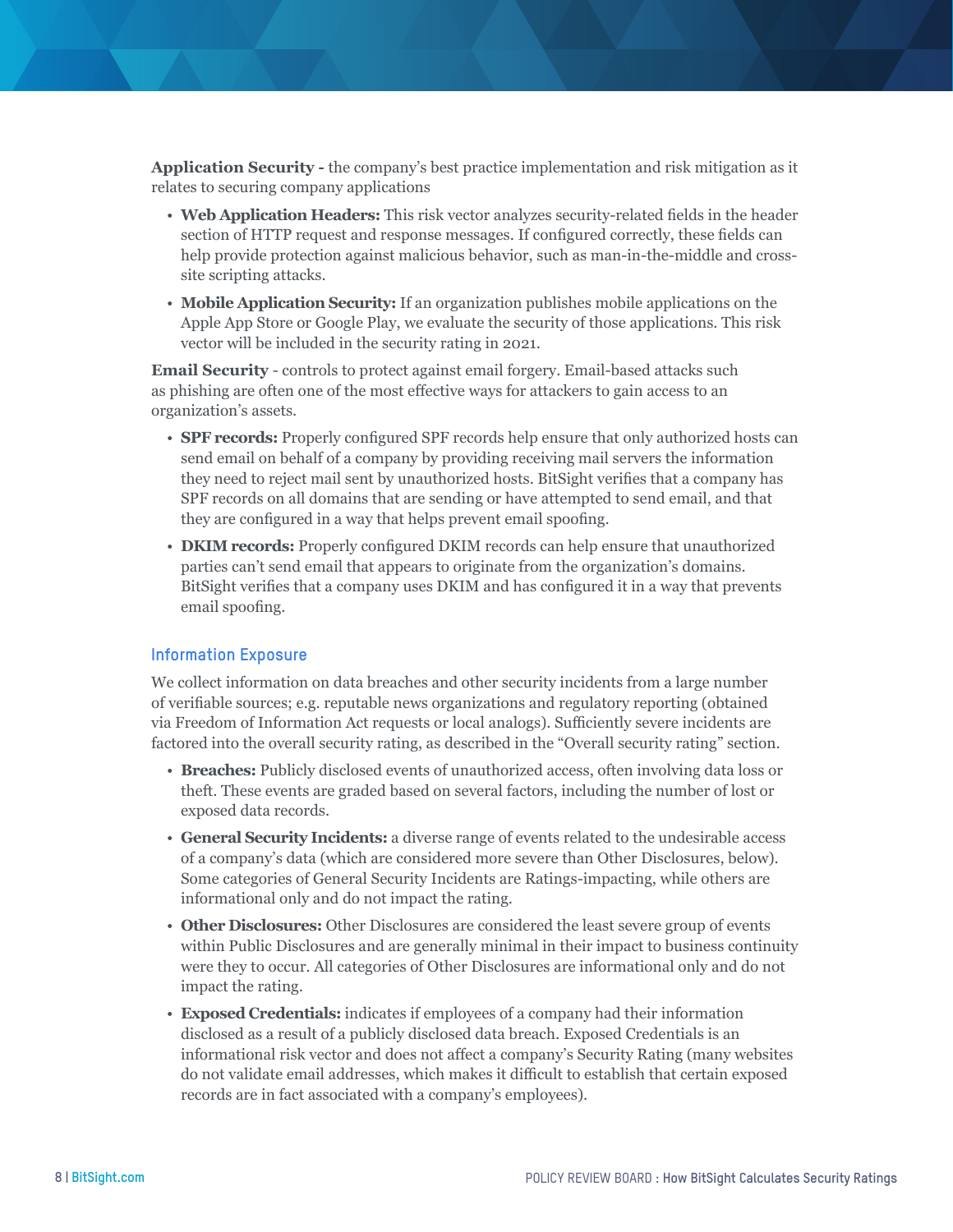**Application Security -** the company's best practice implementation and risk mitigation as it relates to securing company applications

- **Web Application Headers:** This risk vector analyzes security-related fields in the header section of HTTP request and response messages. If configured correctly, these fields can help provide protection against malicious behavior, such as man-in-the-middle and cross-site scripting attacks.
- **Mobile Application Security:** If an organization publishes mobile applications on the Apple App Store or Google Play, we evaluate the security of those applications. This risk vector will be included in the security rating in 2021.

**Email Security** - controls to protect against email forgery. Email-based attacks such as phishing are often one of the most effective ways for attackers to gain access to an organization's assets.

- **SPF records:** Properly configured SPF records help ensure that only authorized hosts can send email on behalf of a company by providing receiving mail servers the information they need to reject mail sent by unauthorized hosts. BitSight verifies that a company has SPF records on all domains that are sending or have attempted to send email, and that they are configured in a way that helps prevent email spoofing.
- **DKIM records:** Properly configured DKIM records can help ensure that unauthorized parties can't send email that appears to originate from the organization's domains. BitSight verifies that a company uses DKIM and has configured it in a way that prevents email spoofing.

## Information Exposure

We collect information on data breaches and other security incidents from a large number of verifiable sources; e.g. reputable news organizations and regulatory reporting (obtained via Freedom of Information Act requests or local analogs). Sufficiently severe incidents are factored into the overall security rating, as described in the "Overall security rating" section.

- **Breaches:** Publicly disclosed events of unauthorized access, often involving data loss or theft. These events are graded based on several factors, including the number of lost or exposed data records.
- **General Security Incidents:** a diverse range of events related to the undesirable access of a company's data (which are considered more severe than Other Disclosures, below). Some categories of General Security Incidents are Ratings-impacting, while others are informational only and do not impact the rating.
- **Other Disclosures:** Other Disclosures are considered the least severe group of events within Public Disclosures and are generally minimal in their impact to business continuity were they to occur. All categories of Other Disclosures are informational only and do not impact the rating.
- **Exposed Credentials:** indicates if employees of a company had their information disclosed as a result of a publicly disclosed data breach. Exposed Credentials is an informational risk vector and does not affect a company's Security Rating (many websites do not validate email addresses, which makes it difficult to establish that certain exposed records are in fact associated with a company's employees).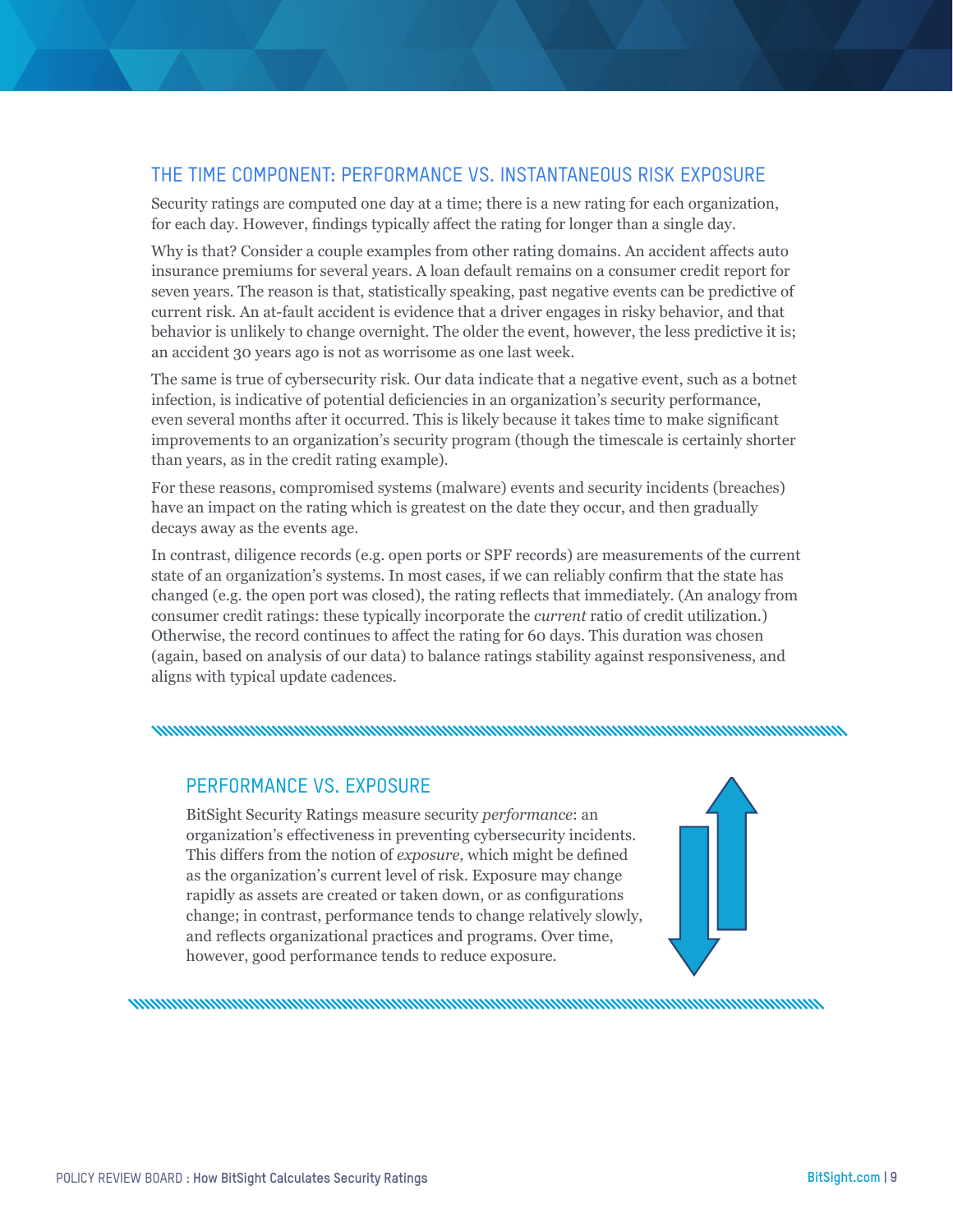## THE TIME COMPONENT: PERFORMANCE VS. INSTANTANEOUS RISK EXPOSURE

Security ratings are computed one day at a time; there is a new rating for each organization, for each day. However, findings typically affect the rating for longer than a single day.

Why is that? Consider a couple examples from other rating domains. An accident affects auto insurance premiums for several years. A loan default remains on a consumer credit report for seven years. The reason is that, statistically speaking, past negative events can be predictive of current risk. An at-fault accident is evidence that a driver engages in risky behavior, and that behavior is unlikely to change overnight. The older the event, however, the less predictive it is; an accident 30 years ago is not as worrisome as one last week.

The same is true of cybersecurity risk. Our data indicate that a negative event, such as a botnet infection, is indicative of potential deficiencies in an organization's security performance, even several months after it occurred. This is likely because it takes time to make significant improvements to an organization's security program (though the timescale is certainly shorter than years, as in the credit rating example).

For these reasons, compromised systems (malware) events and security incidents (breaches) have an impact on the rating which is greatest on the date they occur, and then gradually decays away as the events age.

In contrast, diligence records (e.g. open ports or SPF records) are measurements of the current state of an organization's systems. In most cases, if we can reliably confirm that the state has changed (e.g. the open port was closed), the rating reflects that immediately. (An analogy from consumer credit ratings: these typically incorporate the *current* ratio of credit utilization.) Otherwise, the record continues to affect the rating for 60 days. This duration was chosen (again, based on analysis of our data) to balance ratings stability against responsiveness, and aligns with typical update cadences.

### PERFORMANCE VS. EXPOSURE

BitSight Security Ratings measure security *performance*: an organization's effectiveness in preventing cybersecurity incidents. This differs from the notion of *exposure*, which might be defined as the organization's current level of risk. Exposure may change rapidly as assets are created or taken down, or as configurations change; in contrast, performance tends to change relatively slowly, and reflects organizational practices and programs. Over time, however, good performance tends to reduce exposure.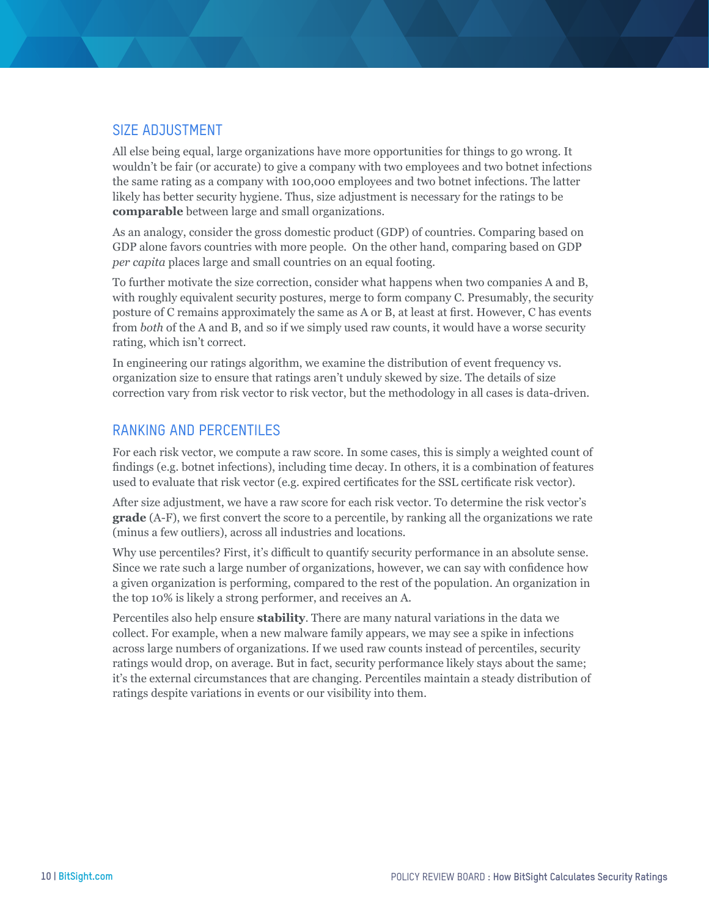## SIZE ADJUSTMENT

All else being equal, large organizations have more opportunities for things to go wrong. It wouldn't be fair (or accurate) to give a company with two employees and two botnet infections the same rating as a company with 100,000 employees and two botnet infections. The latter likely has better security hygiene. Thus, size adjustment is necessary for the ratings to be **comparable** between large and small organizations.

As an analogy, consider the gross domestic product (GDP) of countries. Comparing based on GDP alone favors countries with more people. On the other hand, comparing based on GDP *per capita* places large and small countries on an equal footing.

To further motivate the size correction, consider what happens when two companies A and B, with roughly equivalent security postures, merge to form company C. Presumably, the security posture of C remains approximately the same as A or B, at least at first. However, C has events from *both* of the A and B, and so if we simply used raw counts, it would have a worse security rating, which isn't correct.

In engineering our ratings algorithm, we examine the distribution of event frequency vs. organization size to ensure that ratings aren't unduly skewed by size. The details of size correction vary from risk vector to risk vector, but the methodology in all cases is data-driven.

## RANKING AND PERCENTILES

For each risk vector, we compute a raw score. In some cases, this is simply a weighted count of findings (e.g. botnet infections), including time decay. In others, it is a combination of features used to evaluate that risk vector (e.g. expired certificates for the SSL certificate risk vector).

After size adjustment, we have a raw score for each risk vector. To determine the risk vector's **grade** (A-F), we first convert the score to a percentile, by ranking all the organizations we rate (minus a few outliers), across all industries and locations.

Why use percentiles? First, it's difficult to quantify security performance in an absolute sense. Since we rate such a large number of organizations, however, we can say with confidence how a given organization is performing, compared to the rest of the population. An organization in the top 10% is likely a strong performer, and receives an A.

Percentiles also help ensure **stability**. There are many natural variations in the data we collect. For example, when a new malware family appears, we may see a spike in infections across large numbers of organizations. If we used raw counts instead of percentiles, security ratings would drop, on average. But in fact, security performance likely stays about the same; it's the external circumstances that are changing. Percentiles maintain a steady distribution of ratings despite variations in events or our visibility into them.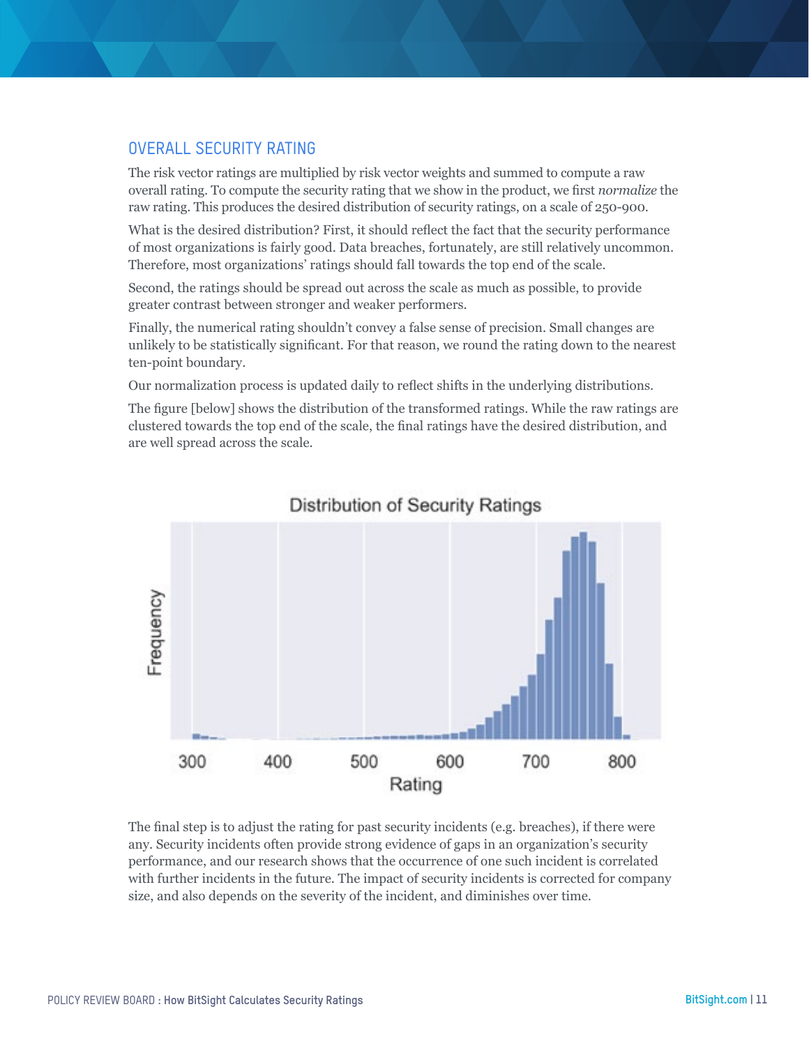## OVERALL SECURITY RATING

The risk vector ratings are multiplied by risk vector weights and summed to compute a raw overall rating. To compute the security rating that we show in the product, we first *normalize* the raw rating. This produces the desired distribution of security ratings, on a scale of 250-900.

What is the desired distribution? First, it should reflect the fact that the security performance of most organizations is fairly good. Data breaches, fortunately, are still relatively uncommon. Therefore, most organizations' ratings should fall towards the top end of the scale.

Second, the ratings should be spread out across the scale as much as possible, to provide greater contrast between stronger and weaker performers.

Finally, the numerical rating shouldn't convey a false sense of precision. Small changes are unlikely to be statistically significant. For that reason, we round the rating down to the nearest ten-point boundary.

Our normalization process is updated daily to reflect shifts in the underlying distributions.

The figure [below] shows the distribution of the transformed ratings. While the raw ratings are clustered towards the top end of the scale, the final ratings have the desired distribution, and are well spread across the scale.

The final step is to adjust the rating for past security incidents (e.g. breaches), if there were any. Security incidents often provide strong evidence of gaps in an organization's security performance, and our research shows that the occurrence of one such incident is correlated with further incidents in the future. The impact of security incidents is corrected for company size, and also depends on the severity of the incident, and diminishes over time.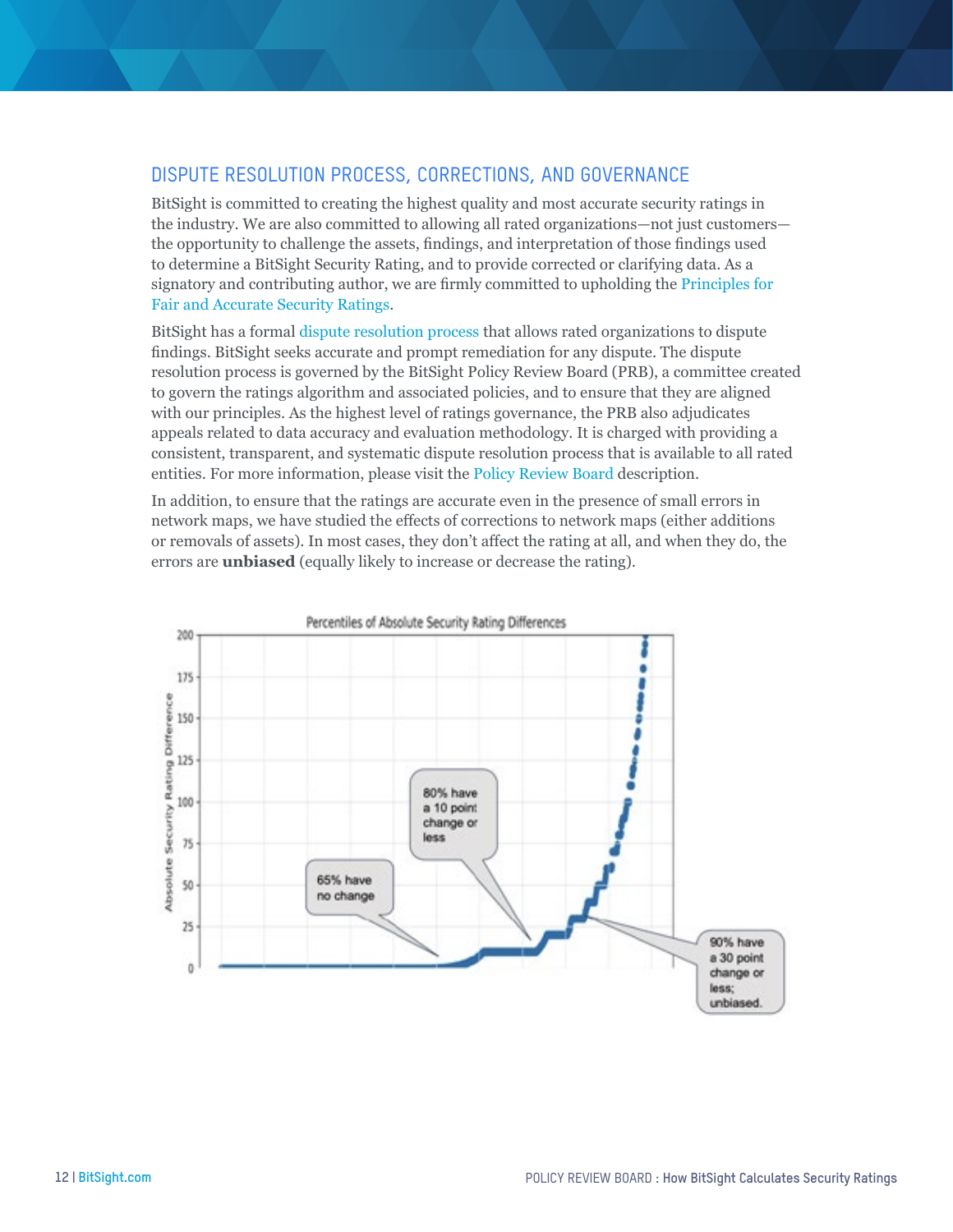## DISPUTE RESOLUTION PROCESS, CORRECTIONS, AND GOVERNANCE

BitSight is committed to creating the highest quality and most accurate security ratings in the industry. We are also committed to allowing all rated organizations—not just customers—the opportunity to challenge the assets, findings, and interpretation of those findings used to determine a BitSight Security Rating, and to provide corrected or clarifying data. As a signatory and contributing author, we are firmly committed to upholding the Principles for Fair and Accurate Security Ratings.

BitSight has a formal dispute resolution process that allows rated organizations to dispute findings. BitSight seeks accurate and prompt remediation for any dispute. The dispute resolution process is governed by the BitSight Policy Review Board (PRB), a committee created to govern the ratings algorithm and associated policies, and to ensure that they are aligned with our principles. As the highest level of ratings governance, the PRB also adjudicates appeals related to data accuracy and evaluation methodology. It is charged with providing a consistent, transparent, and systematic dispute resolution process that is available to all rated entities. For more information, please visit the Policy Review Board description.

In addition, to ensure that the ratings are accurate even in the presence of small errors in network maps, we have studied the effects of corrections to network maps (either additions or removals of assets). In most cases, they don't affect the rating at all, and when they do, the errors are **unbiased** (equally likely to increase or decrease the rating).

Percentiles of Absolute Security Rating Differences

- 65% have no change
- 80% have a 10 point change or less
- 90% have a 30 point change or less; unbiased.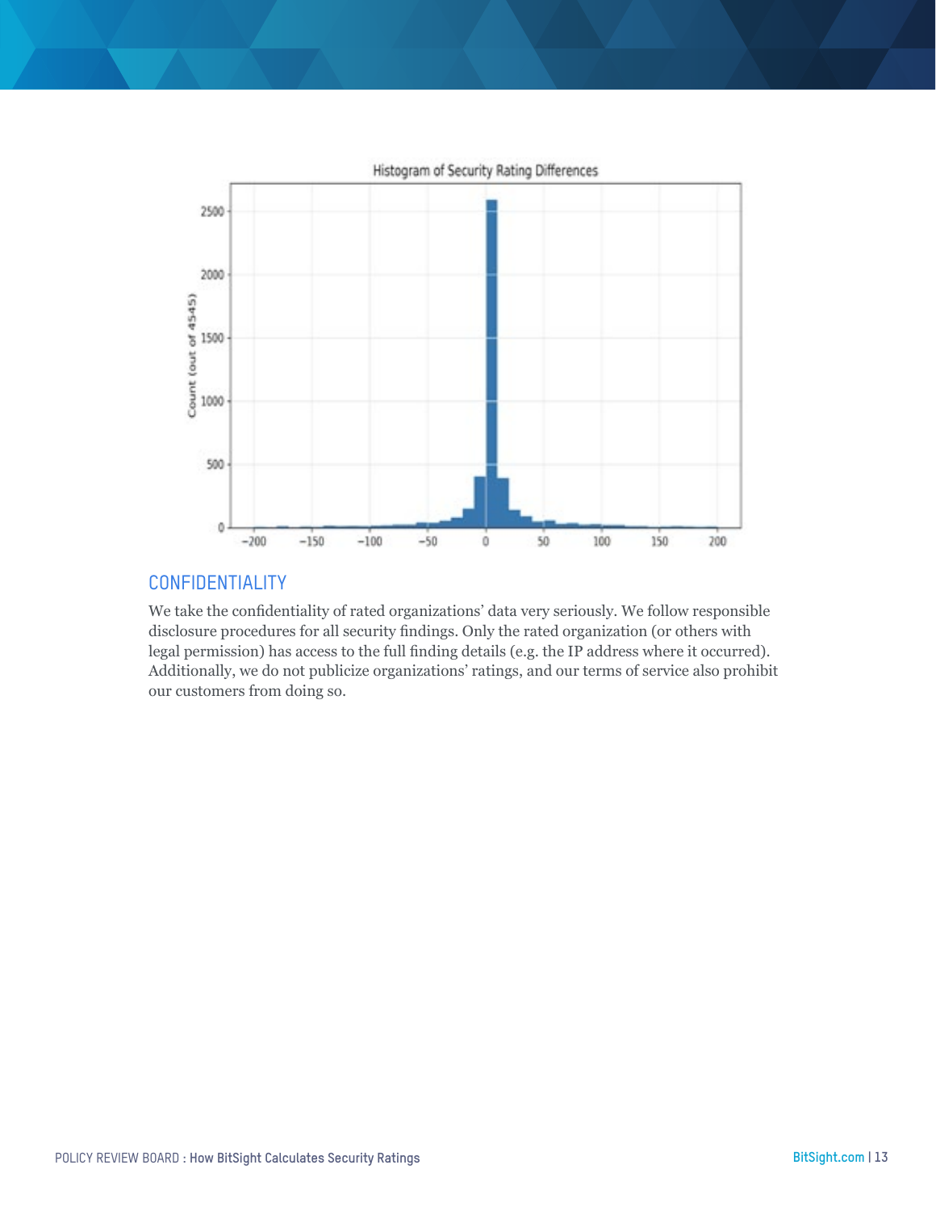## CONFIDENTIALITY

We take the confidentiality of rated organizations' data very seriously. We follow responsible disclosure procedures for all security findings. Only the rated organization (or others with legal permission) has access to the full finding details (e.g. the IP address where it occurred). Additionally, we do not publicize organizations' ratings, and our terms of service also prohibit our customers from doing so.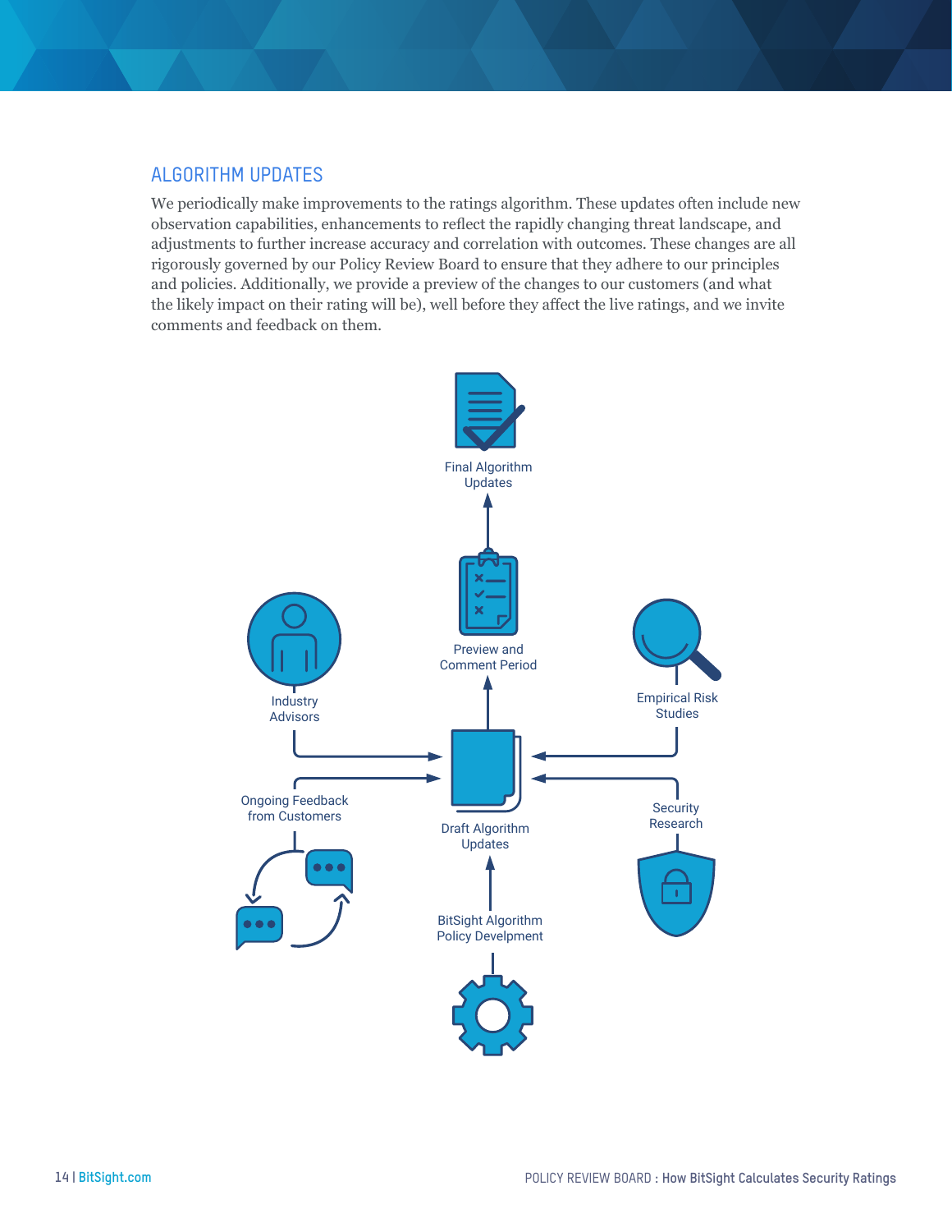## ALGORITHM UPDATES

We periodically make improvements to the ratings algorithm. These updates often include new observation capabilities, enhancements to reflect the rapidly changing threat landscape, and adjustments to further increase accuracy and correlation with outcomes. These changes are all rigorously governed by our Policy Review Board to ensure that they adhere to our principles and policies. Additionally, we provide a preview of the changes to our customers (and what the likely impact on their rating will be), well before they affect the live ratings, and we invite comments and feedback on them.

Final Algorithm Updates

Preview and Comment Period

Industry Advisors

Empirical Risk Studies

Ongoing Feedback from Customers

Draft Algorithm Updates

Security Research

BitSight Algorithm Policy Develpment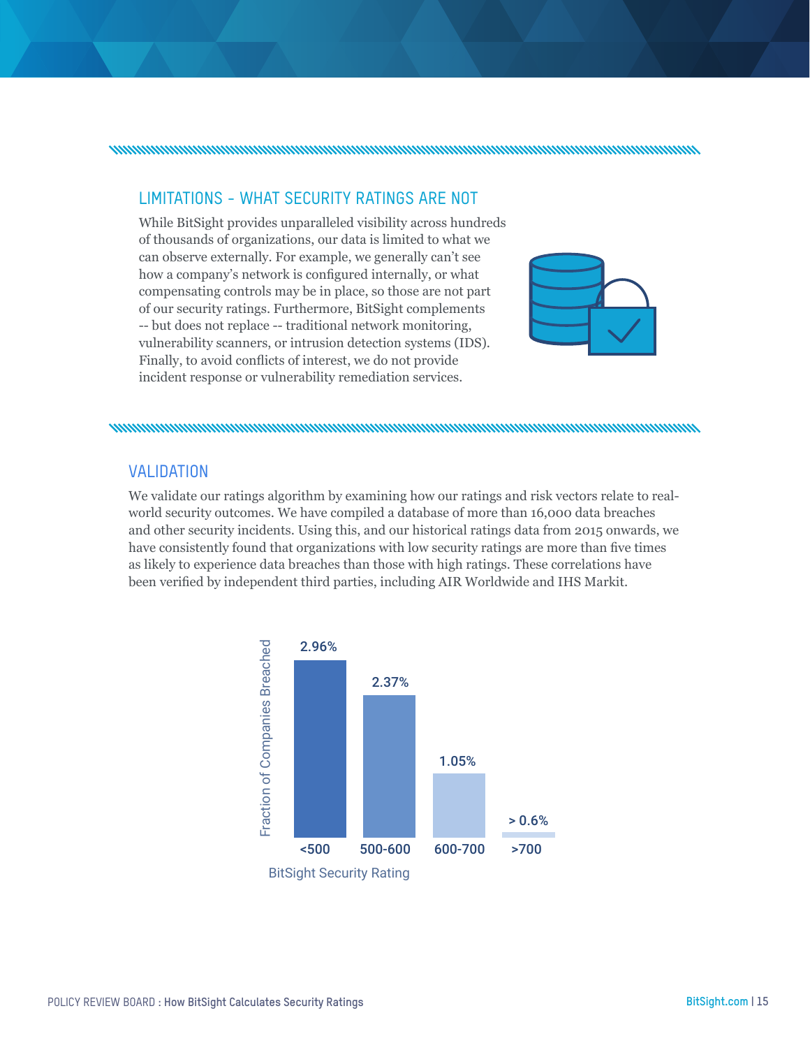## LIMITATIONS - WHAT SECURITY RATINGS ARE NOT

While BitSight provides unparalleled visibility across hundreds of thousands of organizations, our data is limited to what we can observe externally. For example, we generally can't see how a company's network is configured internally, or what compensating controls may be in place, so those are not part of our security ratings. Furthermore, BitSight complements -- but does not replace -- traditional network monitoring, vulnerability scanners, or intrusion detection systems (IDS). Finally, to avoid conflicts of interest, we do not provide incident response or vulnerability remediation services.

## VALIDATION

We validate our ratings algorithm by examining how our ratings and risk vectors relate to real-world security outcomes. We have compiled a database of more than 16,000 data breaches and other security incidents. Using this, and our historical ratings data from 2015 onwards, we have consistently found that organizations with low security ratings are more than five times as likely to experience data breaches than those with high ratings. These correlations have been verified by independent third parties, including AIR Worldwide and IHS Markit.

| BitSight Security Rating | Fraction of Companies Breached |
| --- | --- |
| <500 | 2.96% |
| 500-600 | 2.37% |
| 600-700 | 1.05% |
| >700 | > 0.6% |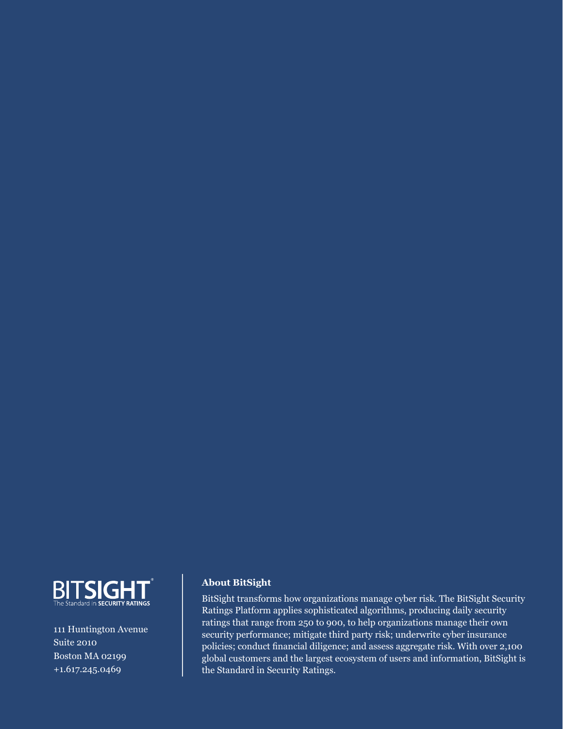BITSIGHT
The Standard in SECURITY RATINGS

111 Huntington Avenue
Suite 2010
Boston MA 02199
+1.617.245.0469

**About BitSight**

BitSight transforms how organizations manage cyber risk. The BitSight Security Ratings Platform applies sophisticated algorithms, producing daily security ratings that range from 250 to 900, to help organizations manage their own security performance; mitigate third party risk; underwrite cyber insurance policies; conduct financial diligence; and assess aggregate risk. With over 2,100 global customers and the largest ecosystem of users and information, BitSight is the Standard in Security Ratings.